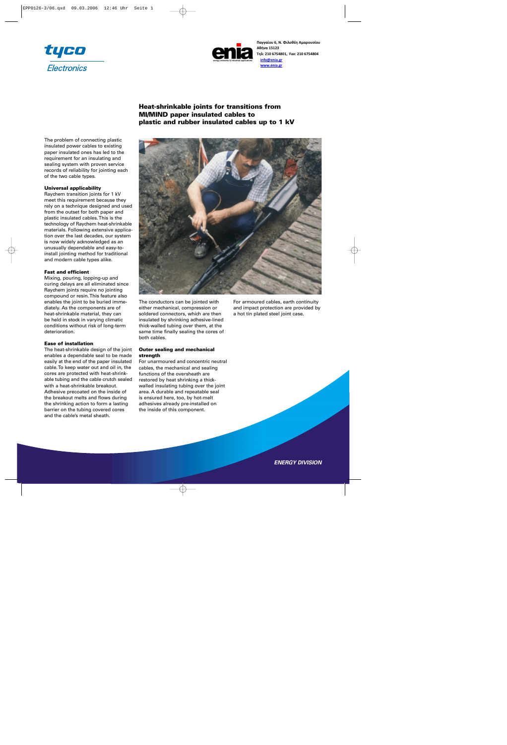Παγγαίου 6, Ν. Φιλοθέη Αμαρουσίου
Αθήνα 15123
Τηλ: 210 6754801, Fax: 210 6754804
info@enia.gr
www.enia.gr

# Heat-shrinkable joints for transitions from MI/MIND paper insulated cables to plastic and rubber insulated cables up to 1 kV

The problem of connecting plastic insulated power cables to existing paper insulated ones has led to the requirement for an insulating and sealing system with proven service records of reliability for jointing each of the two cable types.

### Universal applicability

Raychem transition joints for 1 kV meet this requirement because they rely on a technique designed and used from the outset for both paper and plastic insulated cables. This is the technology of Raychem heat-shrinkable materials. Following extensive application over the last decades, our system is now widely acknowledged as an unusually dependable and easy-to-install jointing method for traditional and modern cable types alike.

### Fast and efficient

Mixing, pouring, lopping-up and curing delays are all eliminated since Raychem joints require no jointing compound or resin. This feature also enables the joint to be buried immediately. As the components are of heat-shrinkable material, they can be held in stock in varying climatic conditions without risk of long-term deterioration.

### Ease of installation

The heat-shrinkable design of the joint enables a dependable seal to be made easily at the end of the paper insulated cable. To keep water out and oil in, the cores are protected with heat-shrinkable tubing and the cable crutch sealed with a heat-shrinkable breakout. Adhesive precoated on the inside of the breakout melts and flows during the shrinking action to form a lasting barrier on the tubing covered cores and the cable's metal sheath.

The conductors can be jointed with either mechanical, compression or soldered connectors, which are then insulated by shrinking adhesive-lined thick-walled tubing over them, at the same time finally sealing the cores of both cables.

### Outer sealing and mechanical strength

For unarmoured and concentric neutral cables, the mechanical and sealing functions of the oversheath are restored by heat shrinking a thick-walled insulating tubing over the joint area. A durable and repeatable seal is ensured here, too, by hot-melt adhesives already pre-installed on the inside of this component.

For armoured cables, earth continuity and impact protection are provided by a hot tin plated steel joint case.

*ENERGY DIVISION*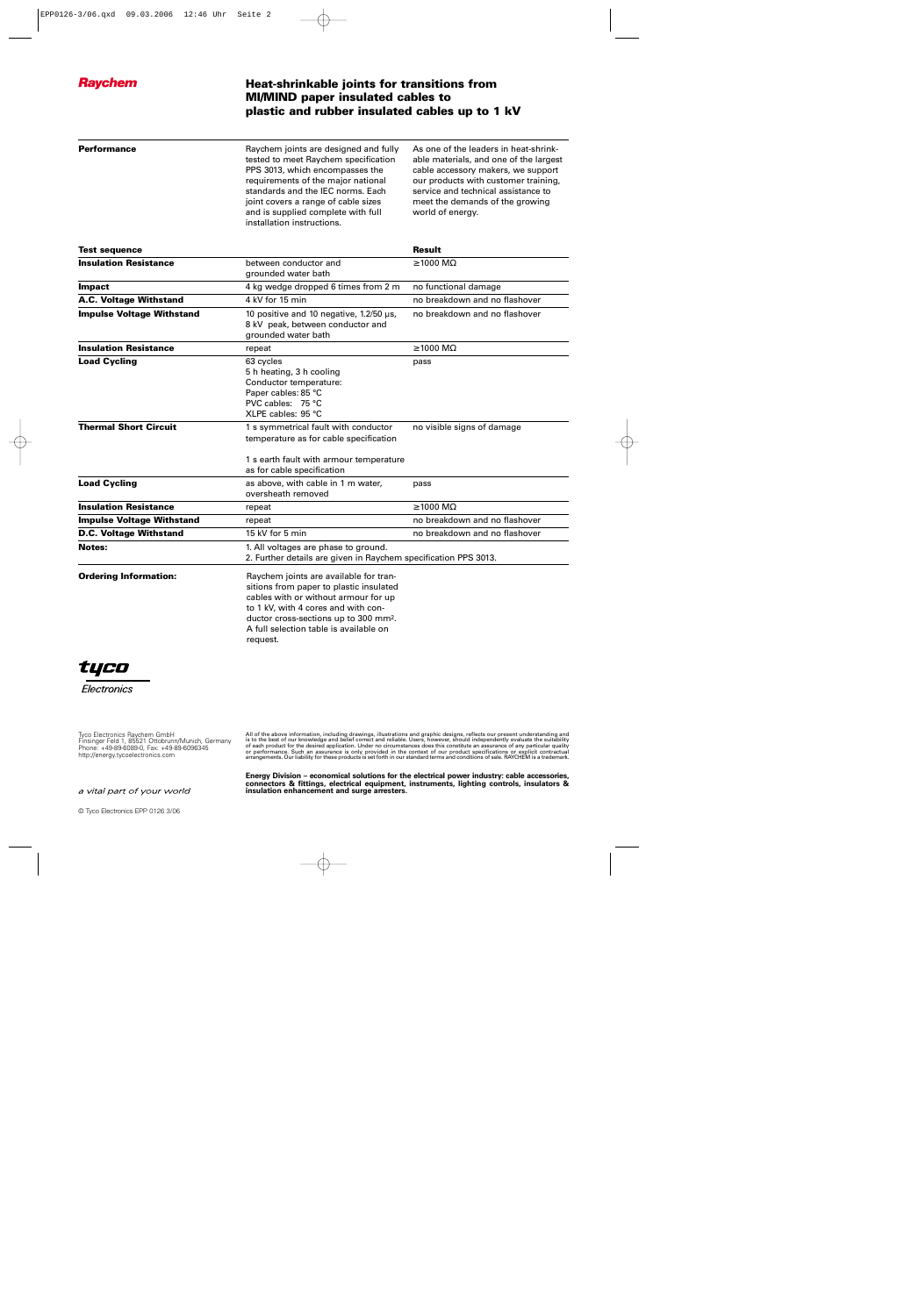**Raychem**

# Heat-shrinkable joints for transitions from MI/MIND paper insulated cables to plastic and rubber insulated cables up to 1 kV

**Performance**

Raychem joints are designed and fully tested to meet Raychem specification PPS 3013, which encompasses the requirements of the major national standards and the IEC norms. Each joint covers a range of cable sizes and is supplied complete with full installation instructions.

As one of the leaders in heat-shrinkable materials, and one of the largest cable accessory makers, we support our products with customer training, service and technical assistance to meet the demands of the growing world of energy.

| **Test sequence** | | **Result** |
|---|---|---|
| **Insulation Resistance** | between conductor and grounded water bath | ≥1000 MΩ |
| **Impact** | 4 kg wedge dropped 6 times from 2 m | no functional damage |
| **A.C. Voltage Withstand** | 4 kV for 15 min | no breakdown and no flashover |
| **Impulse Voltage Withstand** | 10 positive and 10 negative, 1.2/50 µs, 8 kV peak, between conductor and grounded water bath | no breakdown and no flashover |
| **Insulation Resistance** | repeat | ≥1000 MΩ |
| **Load Cycling** | 63 cycles<br>5 h heating, 3 h cooling<br>Conductor temperature:<br>Paper cables: 85 °C<br>PVC cables: 75 °C<br>XLPE cables: 95 °C | pass |
| **Thermal Short Circuit** | 1 s symmetrical fault with conductor temperature as for cable specification<br><br>1 s earth fault with armour temperature as for cable specification | no visible signs of damage |
| **Load Cycling** | as above, with cable in 1 m water, oversheath removed | pass |
| **Insulation Resistance** | repeat | ≥1000 MΩ |
| **Impulse Voltage Withstand** | repeat | no breakdown and no flashover |
| **D.C. Voltage Withstand** | 15 kV for 5 min | no breakdown and no flashover |
| **Notes:** | 1. All voltages are phase to ground.<br>2. Further details are given in Raychem specification PPS 3013. | |

**Ordering Information:**

Raychem joints are available for transitions from paper to plastic insulated cables with or without armour for up to 1 kV, with 4 cores and with conductor cross-sections up to 300 mm². A full selection table is available on request.

*tyco* Electronics

Tyco Electronics Raychem GmbH
Finsinger Feld 1, 85521 Ottobrunn/Munich, Germany
Phone: +49-89-6089-0, Fax: +49-89-6096345
http://energy.tycoelectronics.com

All of the above information, including drawings, illustrations and graphic designs, reflects our present understanding and is to the best of our knowledge and belief correct and reliable. Users, however, should independently evaluate the suitability of each product for the desired application. Under no circumstances does this constitute an assurance of any particular quality or performance. Such an assurance is only provided in the context of our product specifications or explicit contractual arrangements. Our liability for these products is set forth in our standard terms and conditions of sale. RAYCHEM is a trademark.

*a vital part of your world*

**Energy Division – economical solutions for the electrical power industry: cable accessories, connectors & fittings, electrical equipment, instruments, lighting controls, insulators & insulation enhancement and surge arresters.**

© Tyco Electronics EPP 0126 3/06